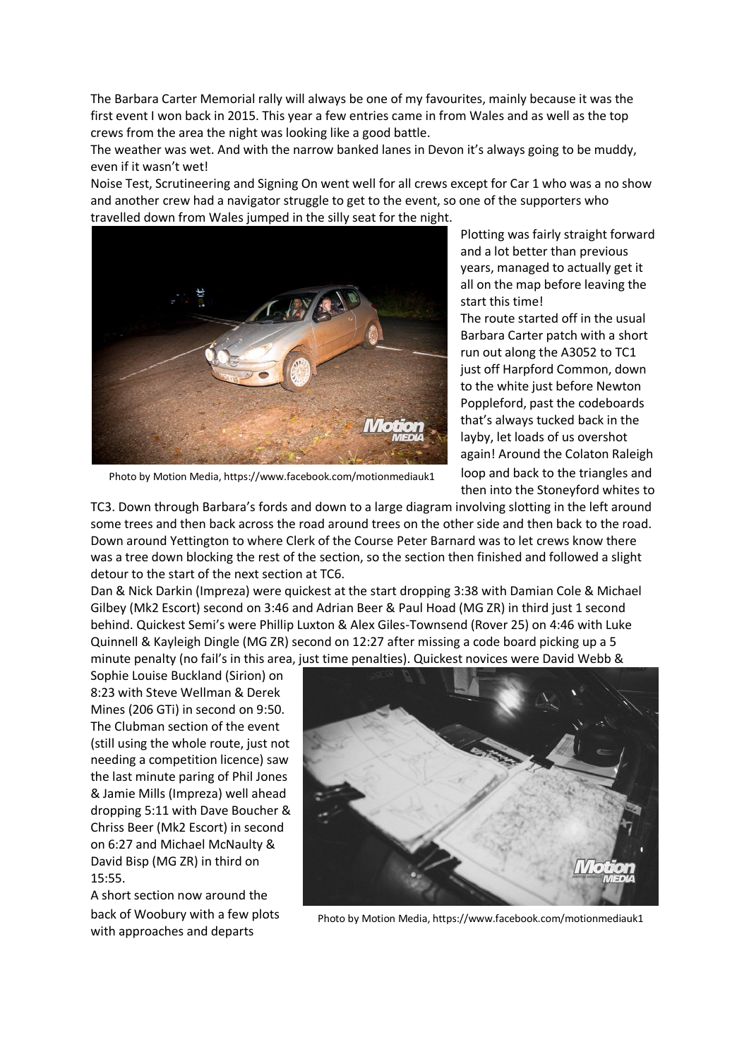The Barbara Carter Memorial rally will always be one of my favourites, mainly because it was the first event I won back in 2015. This year a few entries came in from Wales and as well as the top crews from the area the night was looking like a good battle.

The weather was wet. And with the narrow banked lanes in Devon it's always going to be muddy, even if it wasn't wet!

Noise Test, Scrutineering and Signing On went well for all crews except for Car 1 who was a no show and another crew had a navigator struggle to get to the event, so one of the supporters who travelled down from Wales jumped in the silly seat for the night.

Photo by Motion Media, https://www.facebook.com/motionmediauk1

Plotting was fairly straight forward and a lot better than previous years, managed to actually get it all on the map before leaving the start this time!

The route started off in the usual Barbara Carter patch with a short run out along the A3052 to TC1 just off Harpford Common, down to the white just before Newton Poppleford, past the codeboards that's always tucked back in the layby, let loads of us overshot again! Around the Colaton Raleigh loop and back to the triangles and then into the Stoneyford whites to TC3. Down through Barbara's fords and down to a large diagram involving slotting in the left around some trees and then back across the road around trees on the other side and then back to the road. Down around Yettington to where Clerk of the Course Peter Barnard was to let crews know there was a tree down blocking the rest of the section, so the section then finished and followed a slight detour to the start of the next section at TC6.

Dan & Nick Darkin (Impreza) were quickest at the start dropping 3:38 with Damian Cole & Michael Gilbey (Mk2 Escort) second on 3:46 and Adrian Beer & Paul Hoad (MG ZR) in third just 1 second behind. Quickest Semi's were Phillip Luxton & Alex Giles-Townsend (Rover 25) on 4:46 with Luke Quinnell & Kayleigh Dingle (MG ZR) second on 12:27 after missing a code board picking up a 5 minute penalty (no fail's in this area, just time penalties). Quickest novices were David Webb & Sophie Louise Buckland (Sirion) on 8:23 with Steve Wellman & Derek Mines (206 GTi) in second on 9:50. The Clubman section of the event (still using the whole route, just not needing a competition licence) saw the last minute paring of Phil Jones & Jamie Mills (Impreza) well ahead dropping 5:11 with Dave Boucher & Chriss Beer (Mk2 Escort) in second on 6:27 and Michael McNaulty & David Bisp (MG ZR) in third on 15:55.

Photo by Motion Media, https://www.facebook.com/motionmediauk1

A short section now around the back of Woobury with a few plots with approaches and departs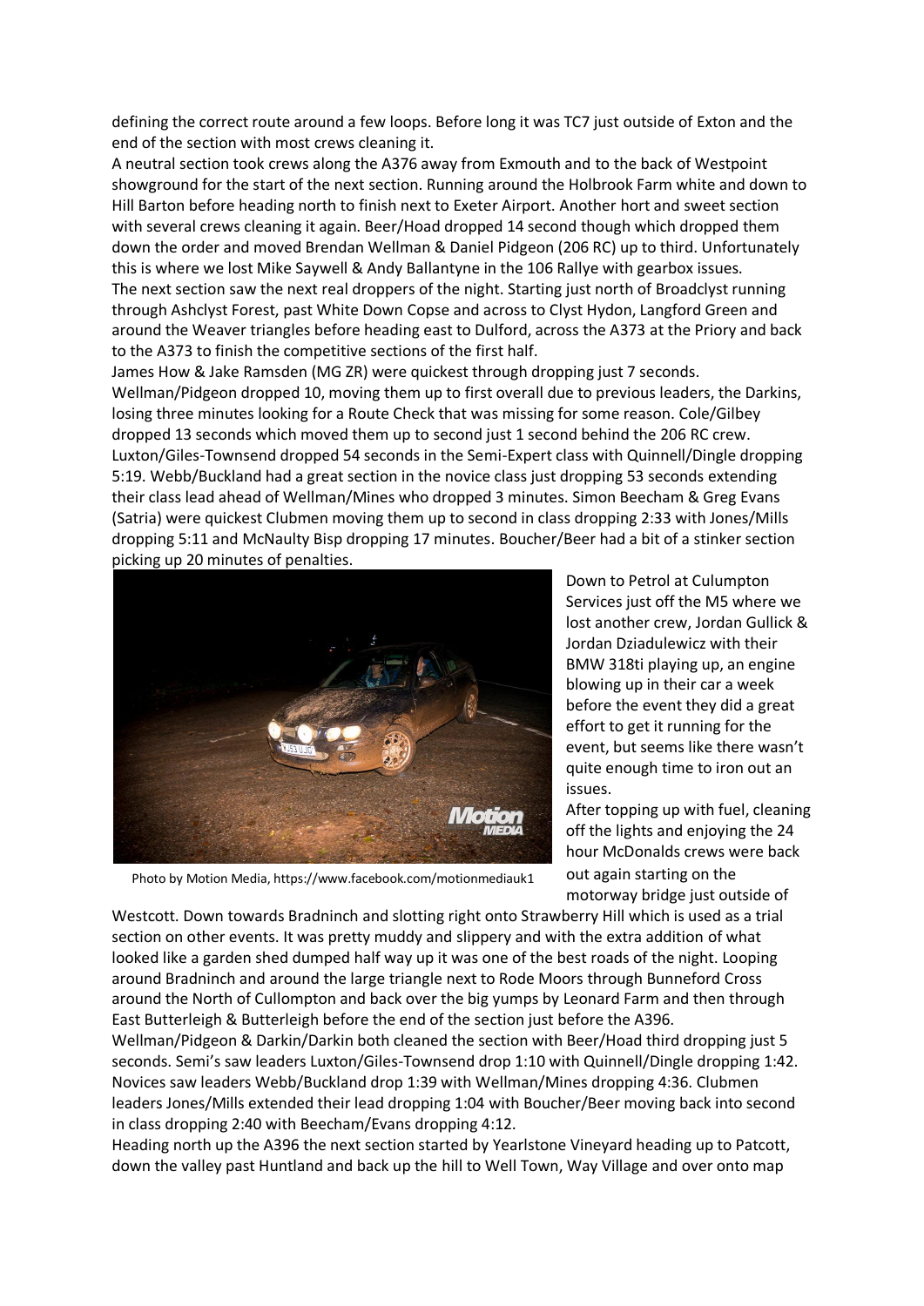defining the correct route around a few loops. Before long it was TC7 just outside of Exton and the end of the section with most crews cleaning it.

A neutral section took crews along the A376 away from Exmouth and to the back of Westpoint showground for the start of the next section. Running around the Holbrook Farm white and down to Hill Barton before heading north to finish next to Exeter Airport. Another hort and sweet section with several crews cleaning it again. Beer/Hoad dropped 14 second though which dropped them down the order and moved Brendan Wellman & Daniel Pidgeon (206 RC) up to third. Unfortunately this is where we lost Mike Saywell & Andy Ballantyne in the 106 Rallye with gearbox issues.

The next section saw the next real droppers of the night. Starting just north of Broadclyst running through Ashclyst Forest, past White Down Copse and across to Clyst Hydon, Langford Green and around the Weaver triangles before heading east to Dulford, across the A373 at the Priory and back to the A373 to finish the competitive sections of the first half.

James How & Jake Ramsden (MG ZR) were quickest through dropping just 7 seconds. Wellman/Pidgeon dropped 10, moving them up to first overall due to previous leaders, the Darkins, losing three minutes looking for a Route Check that was missing for some reason. Cole/Gilbey dropped 13 seconds which moved them up to second just 1 second behind the 206 RC crew. Luxton/Giles-Townsend dropped 54 seconds in the Semi-Expert class with Quinnell/Dingle dropping 5:19. Webb/Buckland had a great section in the novice class just dropping 53 seconds extending their class lead ahead of Wellman/Mines who dropped 3 minutes. Simon Beecham & Greg Evans (Satria) were quickest Clubmen moving them up to second in class dropping 2:33 with Jones/Mills dropping 5:11 and McNaulty Bisp dropping 17 minutes. Boucher/Beer had a bit of a stinker section picking up 20 minutes of penalties.

Photo by Motion Media, https://www.facebook.com/motionmediauk1

Down to Petrol at Culumpton Services just off the M5 where we lost another crew, Jordan Gullick & Jordan Dziadulewicz with their BMW 318ti playing up, an engine blowing up in their car a week before the event they did a great effort to get it running for the event, but seems like there wasn't quite enough time to iron out an issues.

After topping up with fuel, cleaning off the lights and enjoying the 24 hour McDonalds crews were back out again starting on the motorway bridge just outside of Westcott. Down towards Bradninch and slotting right onto Strawberry Hill which is used as a trial section on other events. It was pretty muddy and slippery and with the extra addition of what looked like a garden shed dumped half way up it was one of the best roads of the night. Looping around Bradninch and around the large triangle next to Rode Moors through Bunneford Cross around the North of Cullompton and back over the big yumps by Leonard Farm and then through East Butterleigh & Butterleigh before the end of the section just before the A396.

Wellman/Pidgeon & Darkin/Darkin both cleaned the section with Beer/Hoad third dropping just 5 seconds. Semi's saw leaders Luxton/Giles-Townsend drop 1:10 with Quinnell/Dingle dropping 1:42. Novices saw leaders Webb/Buckland drop 1:39 with Wellman/Mines dropping 4:36. Clubmen leaders Jones/Mills extended their lead dropping 1:04 with Boucher/Beer moving back into second in class dropping 2:40 with Beecham/Evans dropping 4:12.

Heading north up the A396 the next section started by Yearlstone Vineyard heading up to Patcott, down the valley past Huntland and back up the hill to Well Town, Way Village and over onto map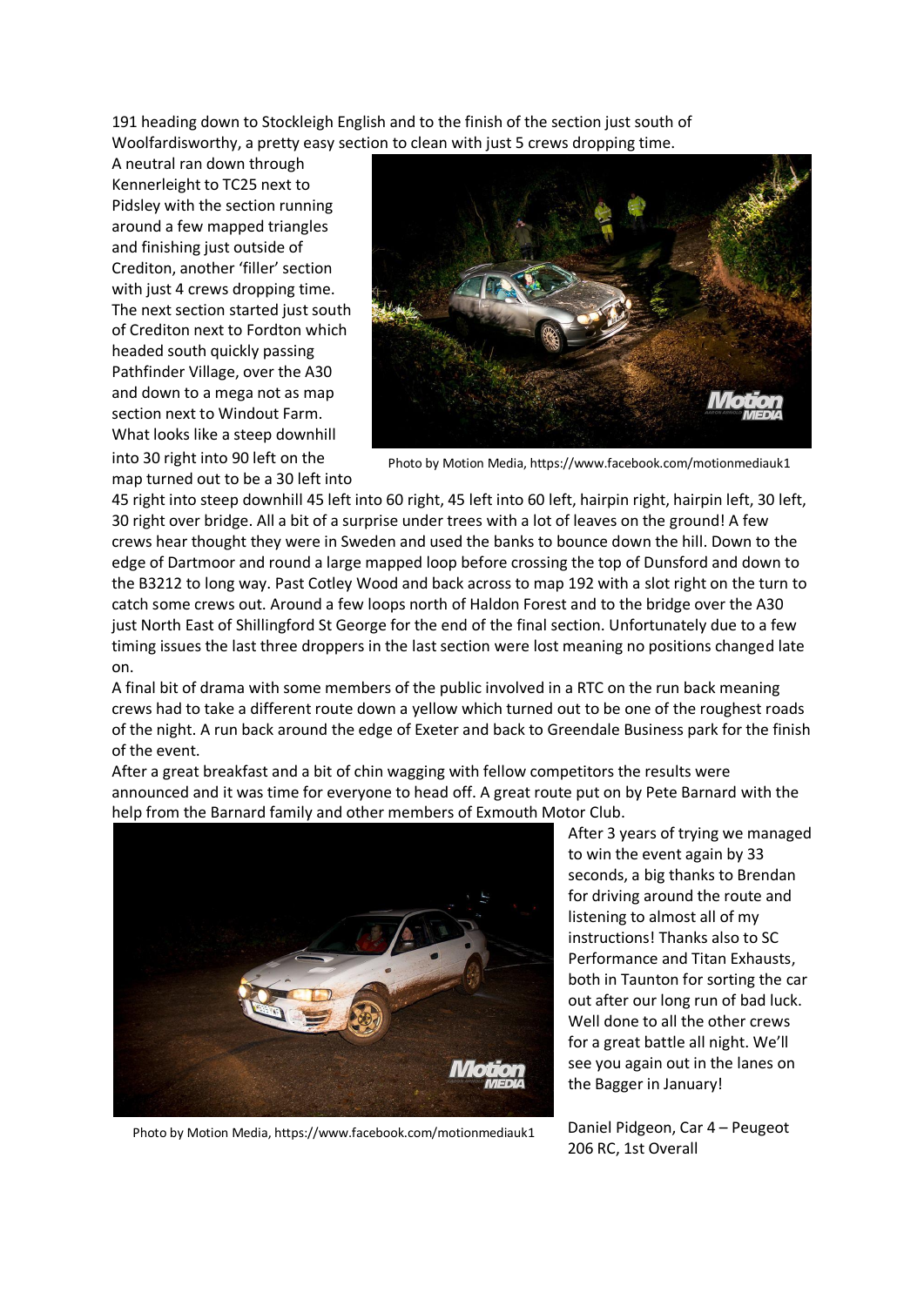191 heading down to Stockleigh English and to the finish of the section just south of Woolfardisworthy, a pretty easy section to clean with just 5 crews dropping time.

A neutral ran down through Kennerleight to TC25 next to Pidsley with the section running around a few mapped triangles and finishing just outside of Crediton, another 'filler' section with just 4 crews dropping time. The next section started just south of Crediton next to Fordton which headed south quickly passing Pathfinder Village, over the A30 and down to a mega not as map section next to Windout Farm. What looks like a steep downhill into 30 right into 90 left on the map turned out to be a 30 left into 45 right into steep downhill 45 left into 60 right, 45 left into 60 left, hairpin right, hairpin left, 30 left, 30 right over bridge. All a bit of a surprise under trees with a lot of leaves on the ground! A few crews hear thought they were in Sweden and used the banks to bounce down the hill. Down to the edge of Dartmoor and round a large mapped loop before crossing the top of Dunsford and down to the B3212 to long way. Past Cotley Wood and back across to map 192 with a slot right on the turn to catch some crews out. Around a few loops north of Haldon Forest and to the bridge over the A30 just North East of Shillingford St George for the end of the final section. Unfortunately due to a few timing issues the last three droppers in the last section were lost meaning no positions changed late on.

Photo by Motion Media, https://www.facebook.com/motionmediauk1

A final bit of drama with some members of the public involved in a RTC on the run back meaning crews had to take a different route down a yellow which turned out to be one of the roughest roads of the night. A run back around the edge of Exeter and back to Greendale Business park for the finish of the event.

After a great breakfast and a bit of chin wagging with fellow competitors the results were announced and it was time for everyone to head off. A great route put on by Pete Barnard with the help from the Barnard family and other members of Exmouth Motor Club.

After 3 years of trying we managed to win the event again by 33 seconds, a big thanks to Brendan for driving around the route and listening to almost all of my instructions! Thanks also to SC Performance and Titan Exhausts, both in Taunton for sorting the car out after our long run of bad luck. Well done to all the other crews for a great battle all night. We'll see you again out in the lanes on the Bagger in January!

Daniel Pidgeon, Car 4 – Peugeot 206 RC, 1st Overall

Photo by Motion Media, https://www.facebook.com/motionmediauk1